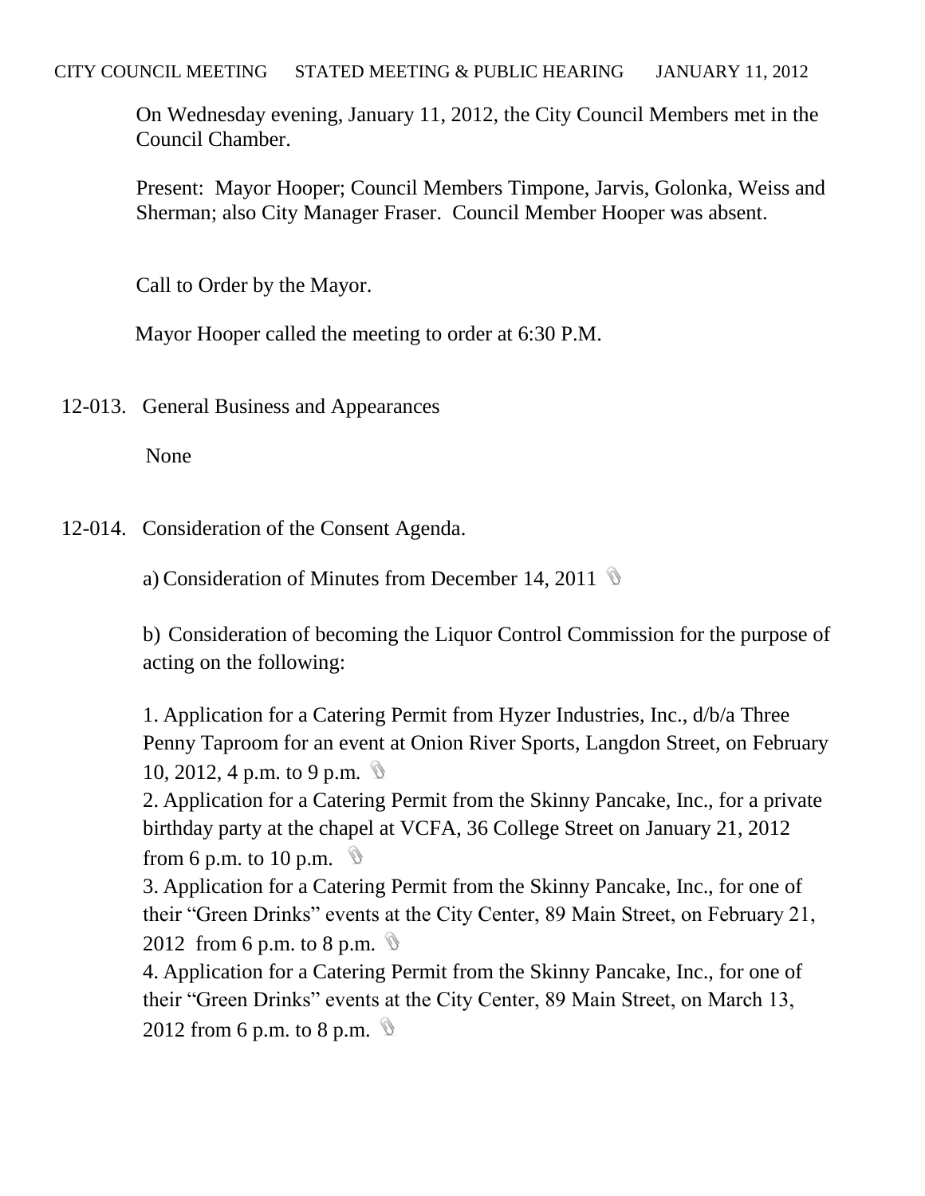CITY COUNCIL MEETING STATED MEETING & PUBLIC HEARING JANUARY 11, 2012

On Wednesday evening, January 11, 2012, the City Council Members met in the Council Chamber.

Present: Mayor Hooper; Council Members Timpone, Jarvis, Golonka, Weiss and Sherman; also City Manager Fraser. Council Member Hooper was absent.

Call to Order by the Mayor.

Mayor Hooper called the meeting to order at 6:30 P.M.

12-013. General Business and Appearances

None

12-014. Consideration of the Consent Agenda.

a) Consideration of Minutes from December 14, 2011

b) Consideration of becoming the Liquor Control Commission for the purpose of acting on the following:

1. Application for a Catering Permit from Hyzer Industries, Inc., d/b/a Three Penny Taproom for an event at Onion River Sports, Langdon Street, on February 10, 2012, 4 p.m. to 9 p.m.
2. Application for a Catering Permit from the Skinny Pancake, Inc., for a private birthday party at the chapel at VCFA, 36 College Street on January 21, 2012 from 6 p.m. to 10 p.m.
3. Application for a Catering Permit from the Skinny Pancake, Inc., for one of their "Green Drinks" events at the City Center, 89 Main Street, on February 21, 2012 from 6 p.m. to 8 p.m.
4. Application for a Catering Permit from the Skinny Pancake, Inc., for one of their "Green Drinks" events at the City Center, 89 Main Street, on March 13, 2012 from 6 p.m. to 8 p.m.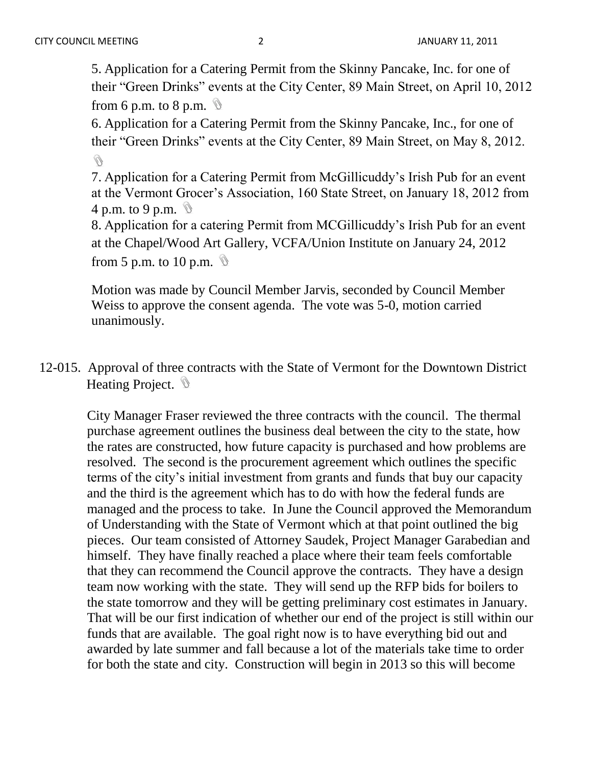5. Application for a Catering Permit from the Skinny Pancake, Inc. for one of their "Green Drinks" events at the City Center, 89 Main Street, on April 10, 2012 from 6 p.m. to 8 p.m.

6. Application for a Catering Permit from the Skinny Pancake, Inc., for one of their "Green Drinks" events at the City Center, 89 Main Street, on May 8, 2012.

7. Application for a Catering Permit from McGillicuddy's Irish Pub for an event at the Vermont Grocer's Association, 160 State Street, on January 18, 2012 from 4 p.m. to 9 p.m.

8. Application for a catering Permit from MCGillicuddy's Irish Pub for an event at the Chapel/Wood Art Gallery, VCFA/Union Institute on January 24, 2012 from 5 p.m. to 10 p.m.

Motion was made by Council Member Jarvis, seconded by Council Member Weiss to approve the consent agenda. The vote was 5-0, motion carried unanimously.

12-015. Approval of three contracts with the State of Vermont for the Downtown District Heating Project.

City Manager Fraser reviewed the three contracts with the council. The thermal purchase agreement outlines the business deal between the city to the state, how the rates are constructed, how future capacity is purchased and how problems are resolved. The second is the procurement agreement which outlines the specific terms of the city's initial investment from grants and funds that buy our capacity and the third is the agreement which has to do with how the federal funds are managed and the process to take. In June the Council approved the Memorandum of Understanding with the State of Vermont which at that point outlined the big pieces. Our team consisted of Attorney Saudek, Project Manager Garabedian and himself. They have finally reached a place where their team feels comfortable that they can recommend the Council approve the contracts. They have a design team now working with the state. They will send up the RFP bids for boilers to the state tomorrow and they will be getting preliminary cost estimates in January. That will be our first indication of whether our end of the project is still within our funds that are available. The goal right now is to have everything bid out and awarded by late summer and fall because a lot of the materials take time to order for both the state and city. Construction will begin in 2013 so this will become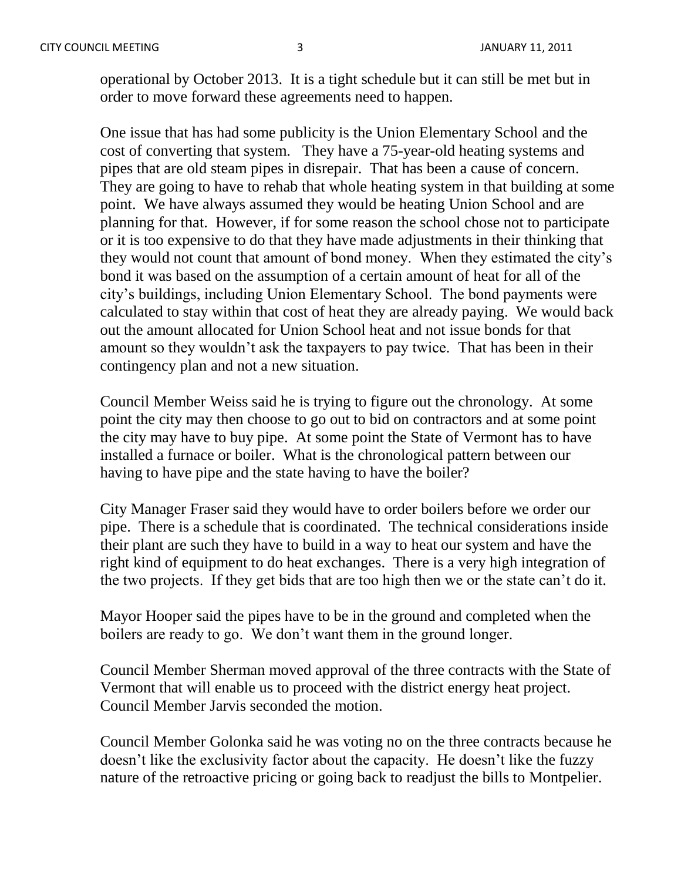operational by October 2013. It is a tight schedule but it can still be met but in order to move forward these agreements need to happen.

One issue that has had some publicity is the Union Elementary School and the cost of converting that system. They have a 75-year-old heating systems and pipes that are old steam pipes in disrepair. That has been a cause of concern. They are going to have to rehab that whole heating system in that building at some point. We have always assumed they would be heating Union School and are planning for that. However, if for some reason the school chose not to participate or it is too expensive to do that they have made adjustments in their thinking that they would not count that amount of bond money. When they estimated the city's bond it was based on the assumption of a certain amount of heat for all of the city's buildings, including Union Elementary School. The bond payments were calculated to stay within that cost of heat they are already paying. We would back out the amount allocated for Union School heat and not issue bonds for that amount so they wouldn't ask the taxpayers to pay twice. That has been in their contingency plan and not a new situation.

Council Member Weiss said he is trying to figure out the chronology. At some point the city may then choose to go out to bid on contractors and at some point the city may have to buy pipe. At some point the State of Vermont has to have installed a furnace or boiler. What is the chronological pattern between our having to have pipe and the state having to have the boiler?

City Manager Fraser said they would have to order boilers before we order our pipe. There is a schedule that is coordinated. The technical considerations inside their plant are such they have to build in a way to heat our system and have the right kind of equipment to do heat exchanges. There is a very high integration of the two projects. If they get bids that are too high then we or the state can't do it.

Mayor Hooper said the pipes have to be in the ground and completed when the boilers are ready to go. We don't want them in the ground longer.

Council Member Sherman moved approval of the three contracts with the State of Vermont that will enable us to proceed with the district energy heat project. Council Member Jarvis seconded the motion.

Council Member Golonka said he was voting no on the three contracts because he doesn't like the exclusivity factor about the capacity. He doesn't like the fuzzy nature of the retroactive pricing or going back to readjust the bills to Montpelier.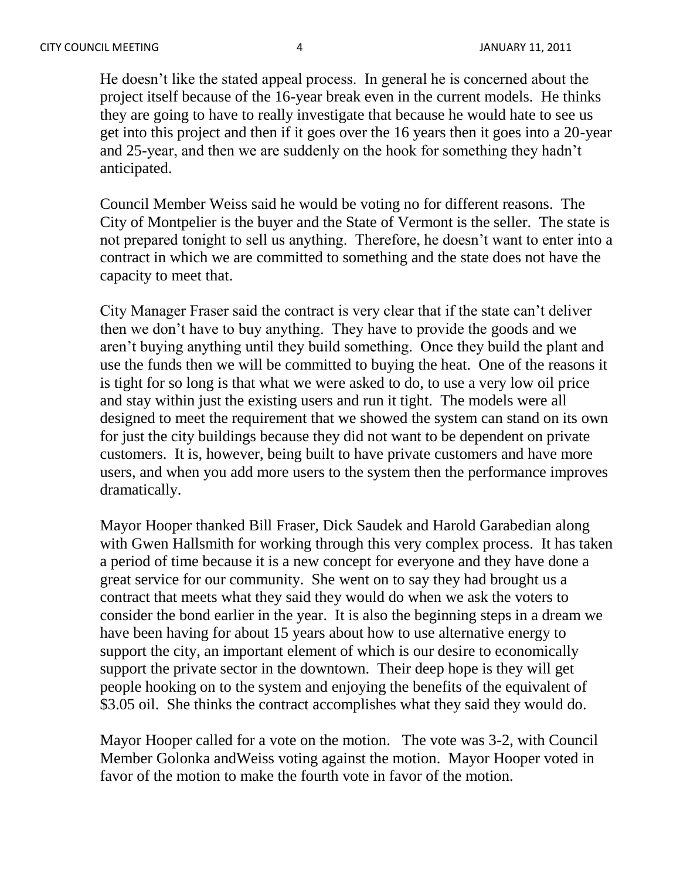He doesn't like the stated appeal process. In general he is concerned about the project itself because of the 16-year break even in the current models. He thinks they are going to have to really investigate that because he would hate to see us get into this project and then if it goes over the 16 years then it goes into a 20-year and 25-year, and then we are suddenly on the hook for something they hadn't anticipated.

Council Member Weiss said he would be voting no for different reasons. The City of Montpelier is the buyer and the State of Vermont is the seller. The state is not prepared tonight to sell us anything. Therefore, he doesn't want to enter into a contract in which we are committed to something and the state does not have the capacity to meet that.

City Manager Fraser said the contract is very clear that if the state can't deliver then we don't have to buy anything. They have to provide the goods and we aren't buying anything until they build something. Once they build the plant and use the funds then we will be committed to buying the heat. One of the reasons it is tight for so long is that what we were asked to do, to use a very low oil price and stay within just the existing users and run it tight. The models were all designed to meet the requirement that we showed the system can stand on its own for just the city buildings because they did not want to be dependent on private customers. It is, however, being built to have private customers and have more users, and when you add more users to the system then the performance improves dramatically.

Mayor Hooper thanked Bill Fraser, Dick Saudek and Harold Garabedian along with Gwen Hallsmith for working through this very complex process. It has taken a period of time because it is a new concept for everyone and they have done a great service for our community. She went on to say they had brought us a contract that meets what they said they would do when we ask the voters to consider the bond earlier in the year. It is also the beginning steps in a dream we have been having for about 15 years about how to use alternative energy to support the city, an important element of which is our desire to economically support the private sector in the downtown. Their deep hope is they will get people hooking on to the system and enjoying the benefits of the equivalent of $3.05 oil. She thinks the contract accomplishes what they said they would do.

Mayor Hooper called for a vote on the motion. The vote was 3-2, with Council Member Golonka andWeiss voting against the motion. Mayor Hooper voted in favor of the motion to make the fourth vote in favor of the motion.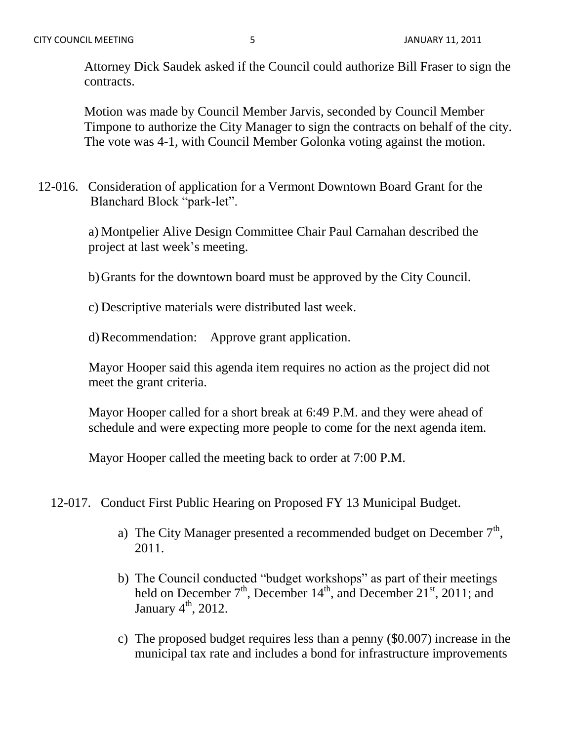Attorney Dick Saudek asked if the Council could authorize Bill Fraser to sign the contracts.

Motion was made by Council Member Jarvis, seconded by Council Member Timpone to authorize the City Manager to sign the contracts on behalf of the city. The vote was 4-1, with Council Member Golonka voting against the motion.

12-016. Consideration of application for a Vermont Downtown Board Grant for the Blanchard Block "park-let".

a) Montpelier Alive Design Committee Chair Paul Carnahan described the project at last week's meeting.

b) Grants for the downtown board must be approved by the City Council.

c) Descriptive materials were distributed last week.

d) Recommendation: Approve grant application.

Mayor Hooper said this agenda item requires no action as the project did not meet the grant criteria.

Mayor Hooper called for a short break at 6:49 P.M. and they were ahead of schedule and were expecting more people to come for the next agenda item.

Mayor Hooper called the meeting back to order at 7:00 P.M.

12-017. Conduct First Public Hearing on Proposed FY 13 Municipal Budget.

a) The City Manager presented a recommended budget on December 7th, 2011.

b) The Council conducted "budget workshops" as part of their meetings held on December 7th, December 14th, and December 21st, 2011; and January 4th, 2012.

c) The proposed budget requires less than a penny ($0.007) increase in the municipal tax rate and includes a bond for infrastructure improvements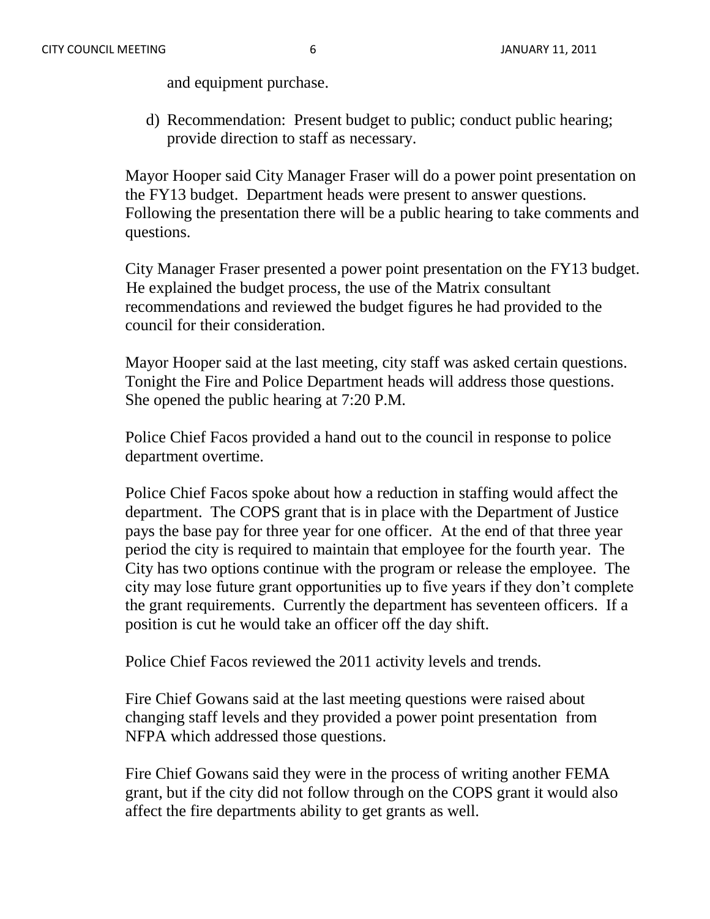and equipment purchase.

d) Recommendation: Present budget to public; conduct public hearing; provide direction to staff as necessary.

Mayor Hooper said City Manager Fraser will do a power point presentation on the FY13 budget. Department heads were present to answer questions. Following the presentation there will be a public hearing to take comments and questions.

City Manager Fraser presented a power point presentation on the FY13 budget. He explained the budget process, the use of the Matrix consultant recommendations and reviewed the budget figures he had provided to the council for their consideration.

Mayor Hooper said at the last meeting, city staff was asked certain questions. Tonight the Fire and Police Department heads will address those questions. She opened the public hearing at 7:20 P.M.

Police Chief Facos provided a hand out to the council in response to police department overtime.

Police Chief Facos spoke about how a reduction in staffing would affect the department. The COPS grant that is in place with the Department of Justice pays the base pay for three year for one officer. At the end of that three year period the city is required to maintain that employee for the fourth year. The City has two options continue with the program or release the employee. The city may lose future grant opportunities up to five years if they don't complete the grant requirements. Currently the department has seventeen officers. If a position is cut he would take an officer off the day shift.

Police Chief Facos reviewed the 2011 activity levels and trends.

Fire Chief Gowans said at the last meeting questions were raised about changing staff levels and they provided a power point presentation from NFPA which addressed those questions.

Fire Chief Gowans said they were in the process of writing another FEMA grant, but if the city did not follow through on the COPS grant it would also affect the fire departments ability to get grants as well.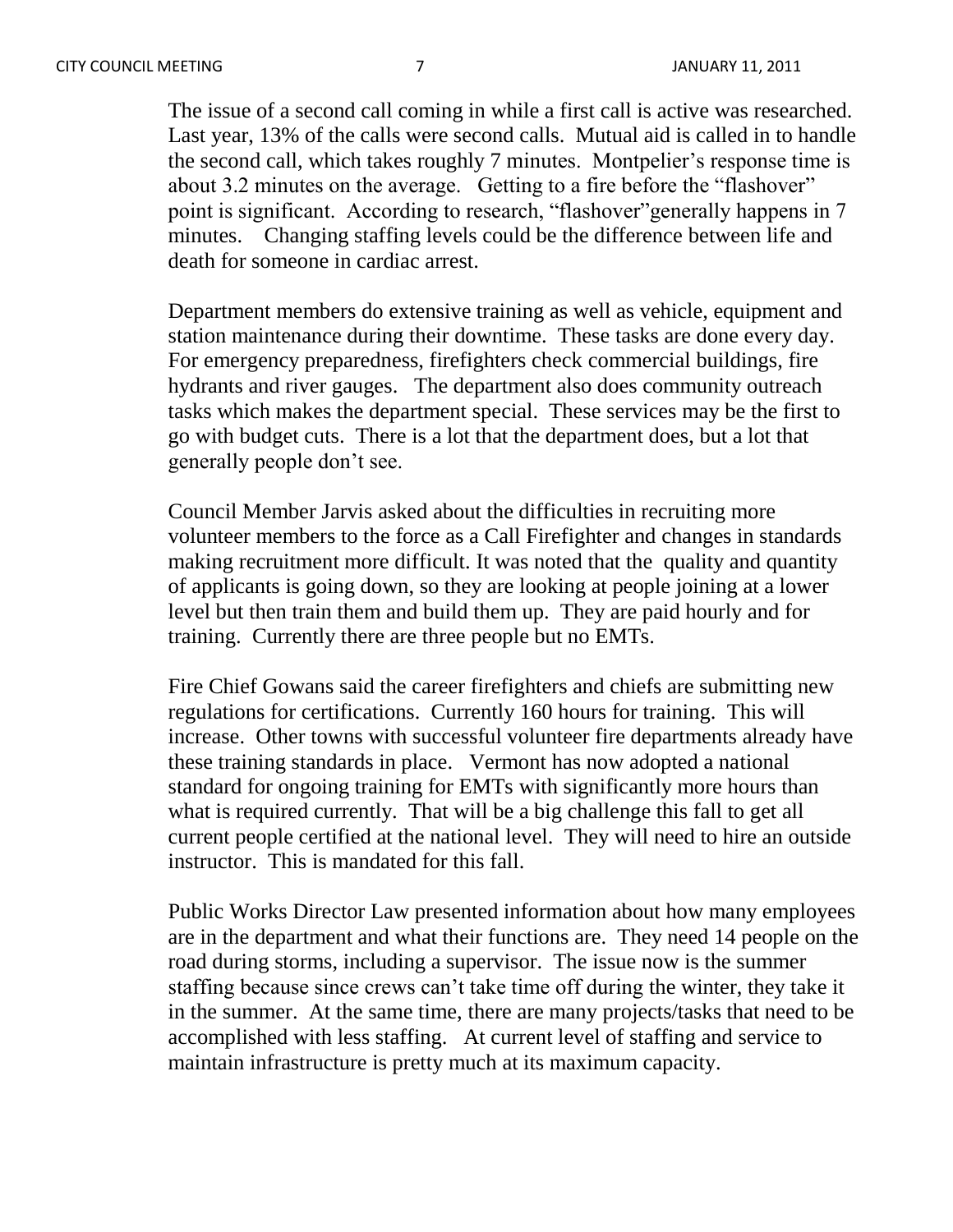The issue of a second call coming in while a first call is active was researched. Last year, 13% of the calls were second calls. Mutual aid is called in to handle the second call, which takes roughly 7 minutes. Montpelier's response time is about 3.2 minutes on the average. Getting to a fire before the "flashover" point is significant. According to research, "flashover"generally happens in 7 minutes. Changing staffing levels could be the difference between life and death for someone in cardiac arrest.

Department members do extensive training as well as vehicle, equipment and station maintenance during their downtime. These tasks are done every day. For emergency preparedness, firefighters check commercial buildings, fire hydrants and river gauges. The department also does community outreach tasks which makes the department special. These services may be the first to go with budget cuts. There is a lot that the department does, but a lot that generally people don't see.

Council Member Jarvis asked about the difficulties in recruiting more volunteer members to the force as a Call Firefighter and changes in standards making recruitment more difficult. It was noted that the quality and quantity of applicants is going down, so they are looking at people joining at a lower level but then train them and build them up. They are paid hourly and for training. Currently there are three people but no EMTs.

Fire Chief Gowans said the career firefighters and chiefs are submitting new regulations for certifications. Currently 160 hours for training. This will increase. Other towns with successful volunteer fire departments already have these training standards in place. Vermont has now adopted a national standard for ongoing training for EMTs with significantly more hours than what is required currently. That will be a big challenge this fall to get all current people certified at the national level. They will need to hire an outside instructor. This is mandated for this fall.

Public Works Director Law presented information about how many employees are in the department and what their functions are. They need 14 people on the road during storms, including a supervisor. The issue now is the summer staffing because since crews can't take time off during the winter, they take it in the summer. At the same time, there are many projects/tasks that need to be accomplished with less staffing. At current level of staffing and service to maintain infrastructure is pretty much at its maximum capacity.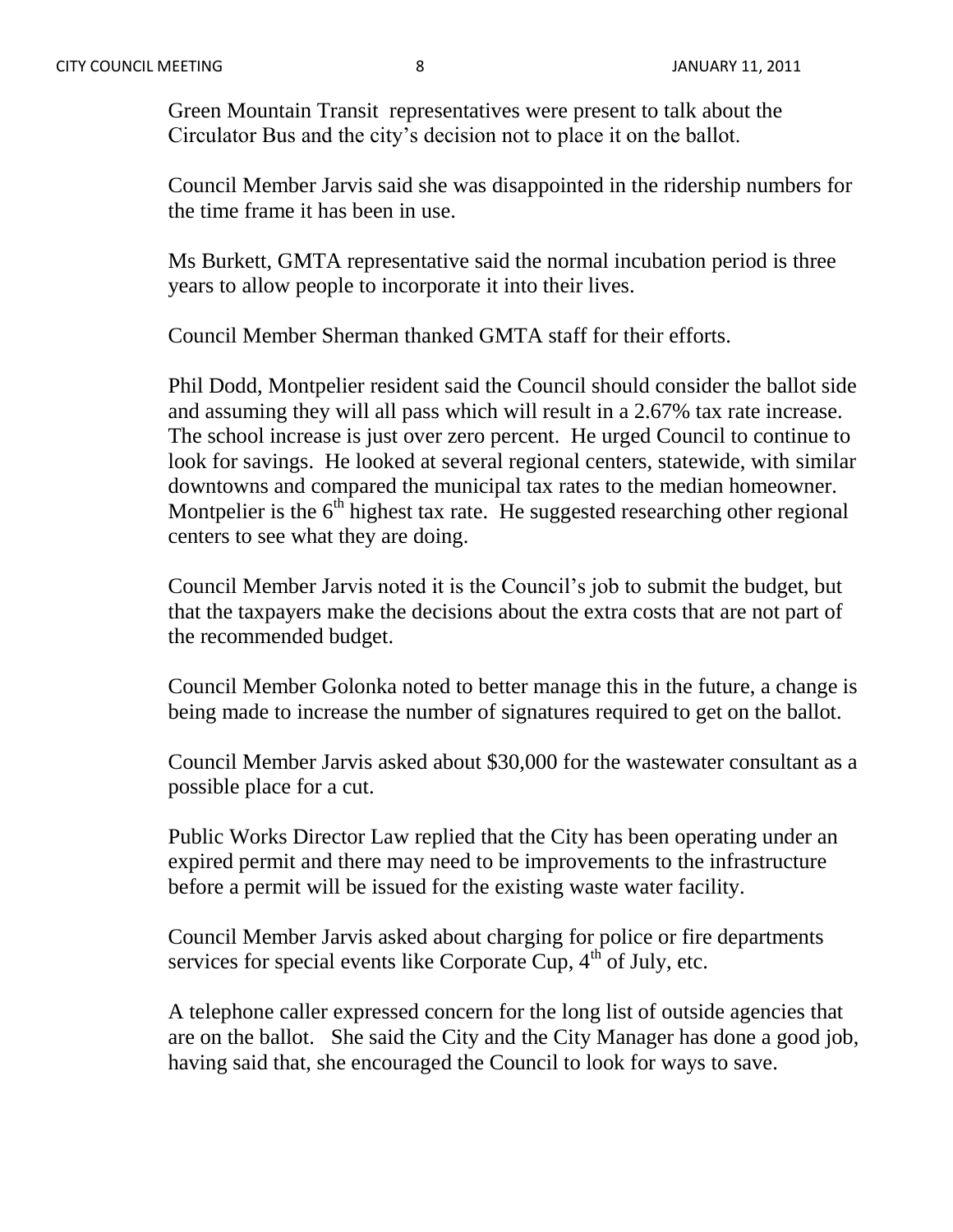Green Mountain Transit representatives were present to talk about the Circulator Bus and the city's decision not to place it on the ballot.

Council Member Jarvis said she was disappointed in the ridership numbers for the time frame it has been in use.

Ms Burkett, GMTA representative said the normal incubation period is three years to allow people to incorporate it into their lives.

Council Member Sherman thanked GMTA staff for their efforts.

Phil Dodd, Montpelier resident said the Council should consider the ballot side and assuming they will all pass which will result in a 2.67% tax rate increase. The school increase is just over zero percent. He urged Council to continue to look for savings. He looked at several regional centers, statewide, with similar downtowns and compared the municipal tax rates to the median homeowner. Montpelier is the 6th highest tax rate. He suggested researching other regional centers to see what they are doing.

Council Member Jarvis noted it is the Council's job to submit the budget, but that the taxpayers make the decisions about the extra costs that are not part of the recommended budget.

Council Member Golonka noted to better manage this in the future, a change is being made to increase the number of signatures required to get on the ballot.

Council Member Jarvis asked about $30,000 for the wastewater consultant as a possible place for a cut.

Public Works Director Law replied that the City has been operating under an expired permit and there may need to be improvements to the infrastructure before a permit will be issued for the existing waste water facility.

Council Member Jarvis asked about charging for police or fire departments services for special events like Corporate Cup, 4th of July, etc.

A telephone caller expressed concern for the long list of outside agencies that are on the ballot. She said the City and the City Manager has done a good job, having said that, she encouraged the Council to look for ways to save.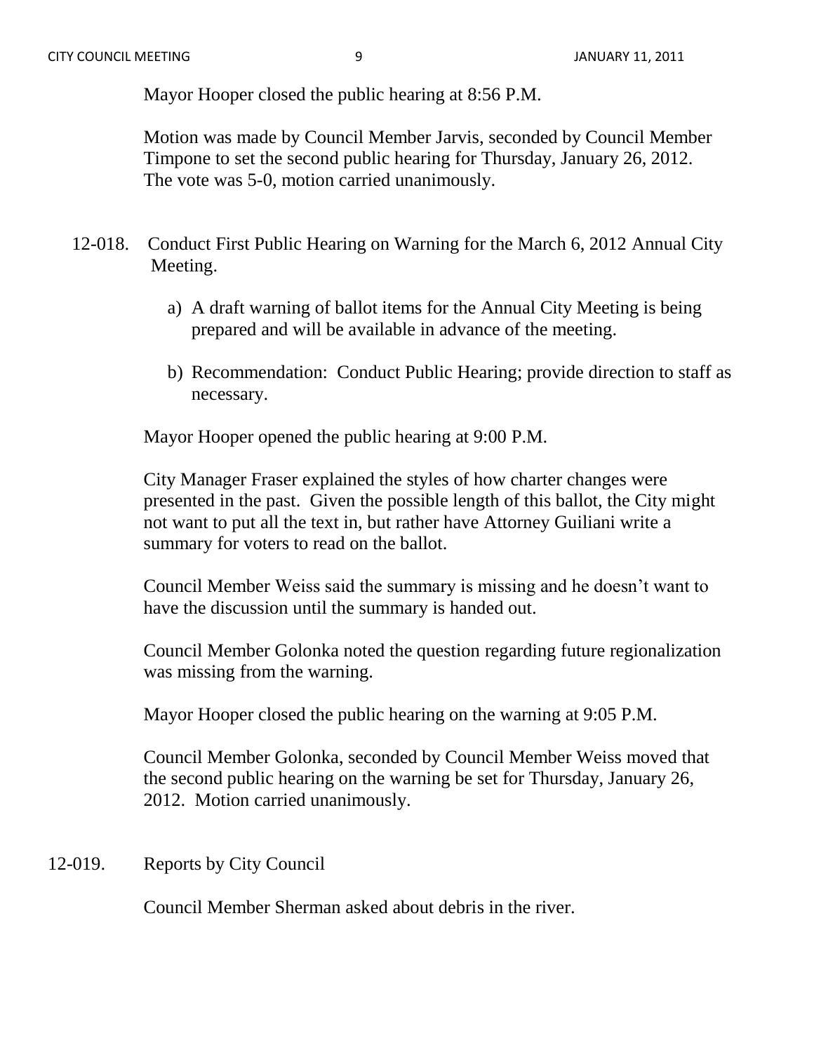Mayor Hooper closed the public hearing at 8:56 P.M.

Motion was made by Council Member Jarvis, seconded by Council Member Timpone to set the second public hearing for Thursday, January 26, 2012. The vote was 5-0, motion carried unanimously.

12-018. Conduct First Public Hearing on Warning for the March 6, 2012 Annual City Meeting.

a) A draft warning of ballot items for the Annual City Meeting is being prepared and will be available in advance of the meeting.

b) Recommendation: Conduct Public Hearing; provide direction to staff as necessary.

Mayor Hooper opened the public hearing at 9:00 P.M.

City Manager Fraser explained the styles of how charter changes were presented in the past. Given the possible length of this ballot, the City might not want to put all the text in, but rather have Attorney Guiliani write a summary for voters to read on the ballot.

Council Member Weiss said the summary is missing and he doesn't want to have the discussion until the summary is handed out.

Council Member Golonka noted the question regarding future regionalization was missing from the warning.

Mayor Hooper closed the public hearing on the warning at 9:05 P.M.

Council Member Golonka, seconded by Council Member Weiss moved that the second public hearing on the warning be set for Thursday, January 26, 2012. Motion carried unanimously.

12-019. Reports by City Council

Council Member Sherman asked about debris in the river.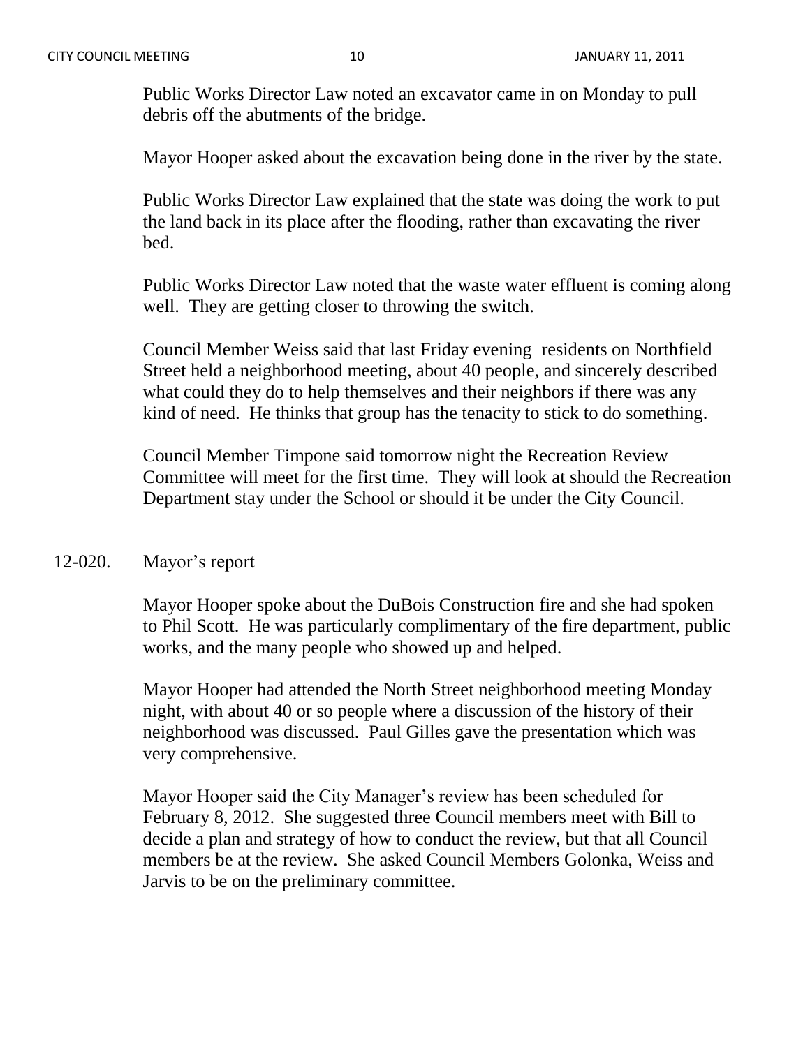Public Works Director Law noted an excavator came in on Monday to pull debris off the abutments of the bridge.

Mayor Hooper asked about the excavation being done in the river by the state.

Public Works Director Law explained that the state was doing the work to put the land back in its place after the flooding, rather than excavating the river bed.

Public Works Director Law noted that the waste water effluent is coming along well. They are getting closer to throwing the switch.

Council Member Weiss said that last Friday evening residents on Northfield Street held a neighborhood meeting, about 40 people, and sincerely described what could they do to help themselves and their neighbors if there was any kind of need. He thinks that group has the tenacity to stick to do something.

Council Member Timpone said tomorrow night the Recreation Review Committee will meet for the first time. They will look at should the Recreation Department stay under the School or should it be under the City Council.

12-020. Mayor's report

Mayor Hooper spoke about the DuBois Construction fire and she had spoken to Phil Scott. He was particularly complimentary of the fire department, public works, and the many people who showed up and helped.

Mayor Hooper had attended the North Street neighborhood meeting Monday night, with about 40 or so people where a discussion of the history of their neighborhood was discussed. Paul Gilles gave the presentation which was very comprehensive.

Mayor Hooper said the City Manager's review has been scheduled for February 8, 2012. She suggested three Council members meet with Bill to decide a plan and strategy of how to conduct the review, but that all Council members be at the review. She asked Council Members Golonka, Weiss and Jarvis to be on the preliminary committee.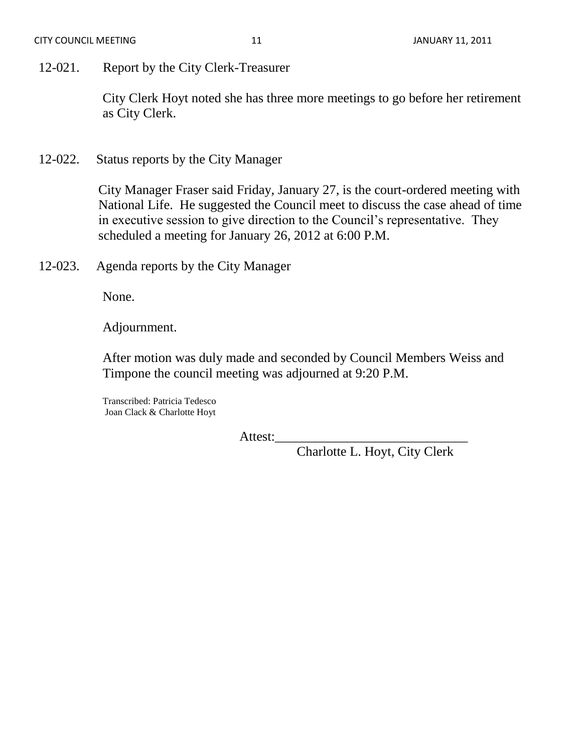12-021. Report by the City Clerk-Treasurer

City Clerk Hoyt noted she has three more meetings to go before her retirement as City Clerk.

12-022. Status reports by the City Manager

City Manager Fraser said Friday, January 27, is the court-ordered meeting with National Life. He suggested the Council meet to discuss the case ahead of time in executive session to give direction to the Council's representative. They scheduled a meeting for January 26, 2012 at 6:00 P.M.

12-023. Agenda reports by the City Manager

None.

Adjournment.

After motion was duly made and seconded by Council Members Weiss and Timpone the council meeting was adjourned at 9:20 P.M.

Transcribed: Patricia Tedesco
Joan Clack & Charlotte Hoyt

Attest:_____________________________
Charlotte L. Hoyt, City Clerk